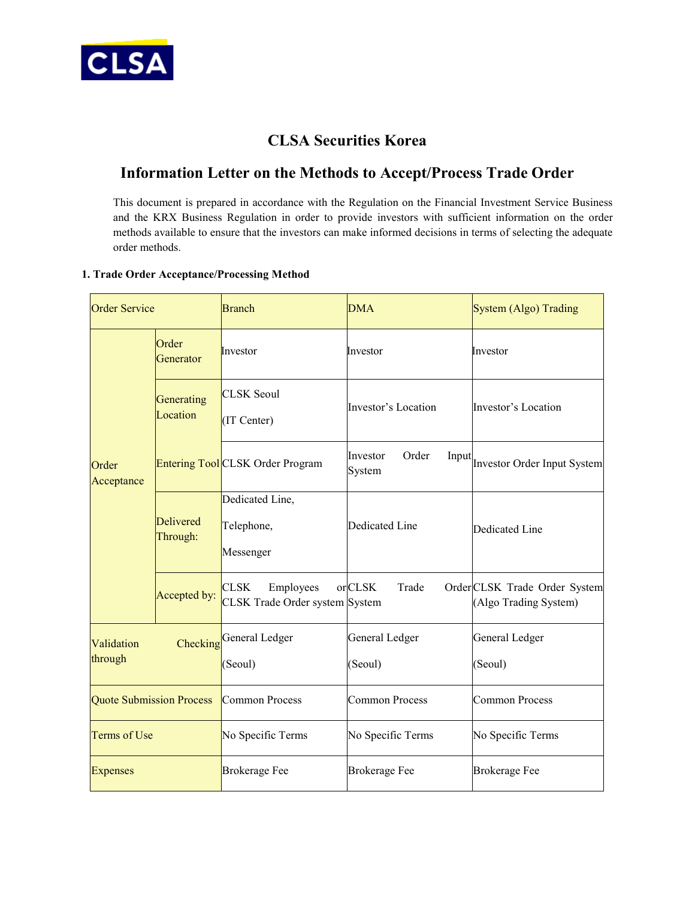# CLSA Securities Korea

## Information Letter on the Methods to Accept/Process Trade Order

This document is prepared in accordance with the Regulation on the Financial Investment Service Business and the KRX Business Regulation in order to provide investors with sufficient information on the order methods available to ensure that the investors can make informed decisions in terms of selecting the adequate order methods.

**1. Trade Order Acceptance/Processing Method**

| Order Service | | Branch | DMA | System (Algo) Trading |
|---|---|---|---|---|
| Order Acceptance | Order Generator | Investor | Investor | Investor |
| | Generating Location | CLSK Seoul (IT Center) | Investor's Location | Investor's Location |
| | Entering Tool | CLSK Order Program | Investor Order Input System | Investor Order Input System |
| | Delivered Through: | Dedicated Line, Telephone, Messenger | Dedicated Line | Dedicated Line |
| | Accepted by: | CLSK Employees or CLSK Trade Order system | CLSK Trade Order System | CLSK Trade Order System (Algo Trading System) |
| Validation Checking through | | General Ledger (Seoul) | General Ledger (Seoul) | General Ledger (Seoul) |
| Quote Submission Process | | Common Process | Common Process | Common Process |
| Terms of Use | | No Specific Terms | No Specific Terms | No Specific Terms |
| Expenses | | Brokerage Fee | Brokerage Fee | Brokerage Fee |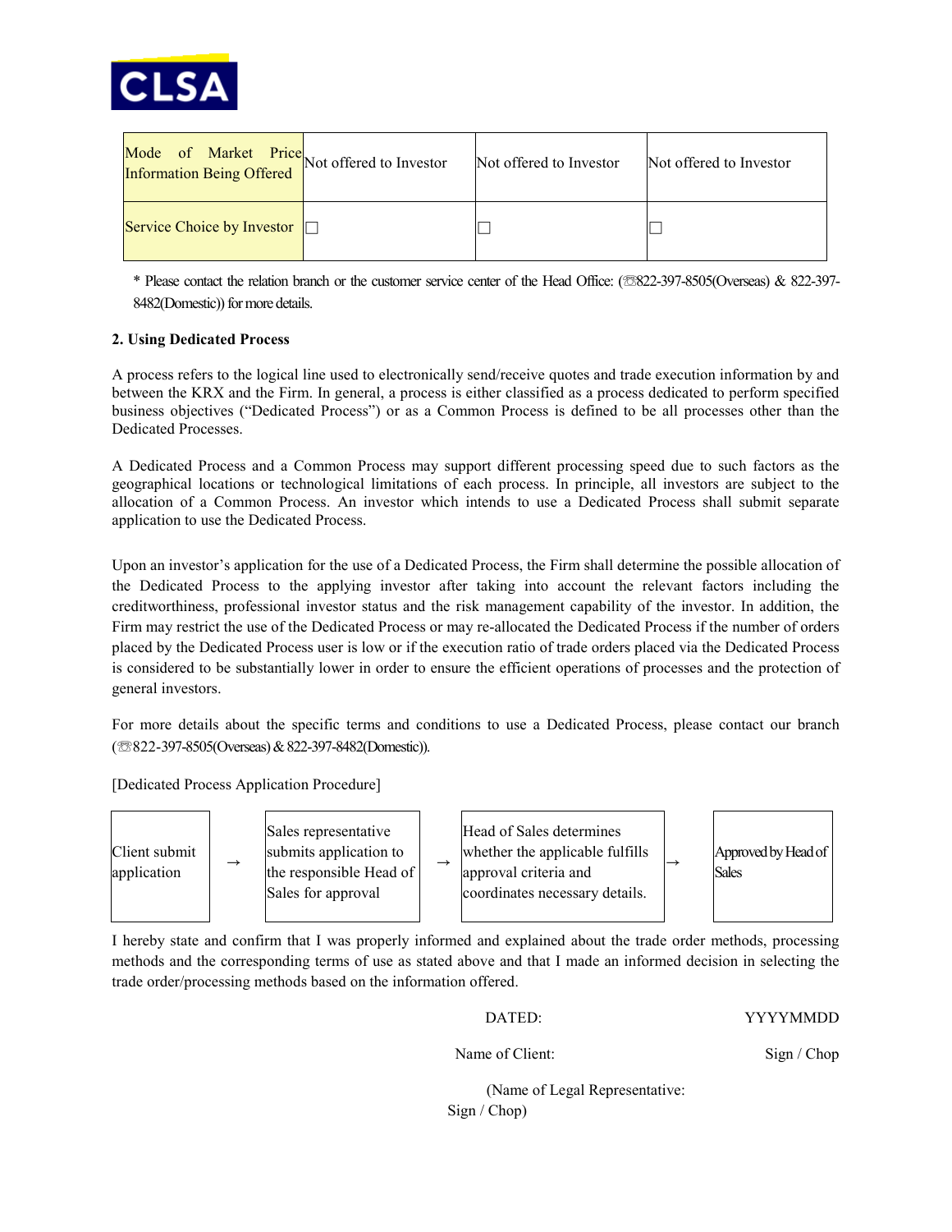| | | | |
|---|---|---|---|
| Mode of Market Price Information Being Offered | Not offered to Investor | Not offered to Investor | Not offered to Investor |
| Service Choice by Investor | □ | □ | □ |

\* Please contact the relation branch or the customer service center of the Head Office: (☏822-397-8505(Overseas) & 822-397-8482(Domestic)) for more details.

**2. Using Dedicated Process**

A process refers to the logical line used to electronically send/receive quotes and trade execution information by and between the KRX and the Firm. In general, a process is either classified as a process dedicated to perform specified business objectives ("Dedicated Process") or as a Common Process is defined to be all processes other than the Dedicated Processes.

A Dedicated Process and a Common Process may support different processing speed due to such factors as the geographical locations or technological limitations of each process. In principle, all investors are subject to the allocation of a Common Process. An investor which intends to use a Dedicated Process shall submit separate application to use the Dedicated Process.

Upon an investor's application for the use of a Dedicated Process, the Firm shall determine the possible allocation of the Dedicated Process to the applying investor after taking into account the relevant factors including the creditworthiness, professional investor status and the risk management capability of the investor. In addition, the Firm may restrict the use of the Dedicated Process or may re-allocated the Dedicated Process if the number of orders placed by the Dedicated Process user is low or if the execution ratio of trade orders placed via the Dedicated Process is considered to be substantially lower in order to ensure the efficient operations of processes and the protection of general investors.

For more details about the specific terms and conditions to use a Dedicated Process, please contact our branch (☏822-397-8505(Overseas) & 822-397-8482(Domestic)).

[Dedicated Process Application Procedure]

Client submit application → Sales representative submits application to the responsible Head of Sales for approval → Head of Sales determines whether the applicable fulfills approval criteria and coordinates necessary details. → Approved by Head of Sales

I hereby state and confirm that I was properly informed and explained about the trade order methods, processing methods and the corresponding terms of use as stated above and that I made an informed decision in selecting the trade order/processing methods based on the information offered.

DATED: YYYYMMDD

Name of Client: Sign / Chop

(Name of Legal Representative: Sign / Chop)